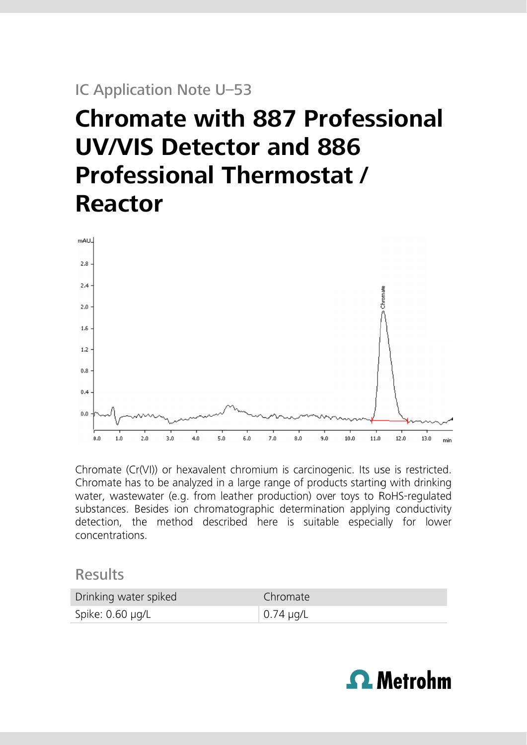IC Application Note U–53

# Chromate with 887 Professional UV/VIS Detector and 886 Professional Thermostat / Reactor

Chromate (Cr(VI)) or hexavalent chromium is carcinogenic. Its use is restricted. Chromate has to be analyzed in a large range of products starting with drinking water, wastewater (e.g. from leather production) over toys to RoHS-regulated substances. Besides ion chromatographic determination applying conductivity detection, the method described here is suitable especially for lower concentrations.

## Results

| Drinking water spiked | Chromate |
|---|---|
| Spike: 0.60 µg/L | 0.74 µg/L |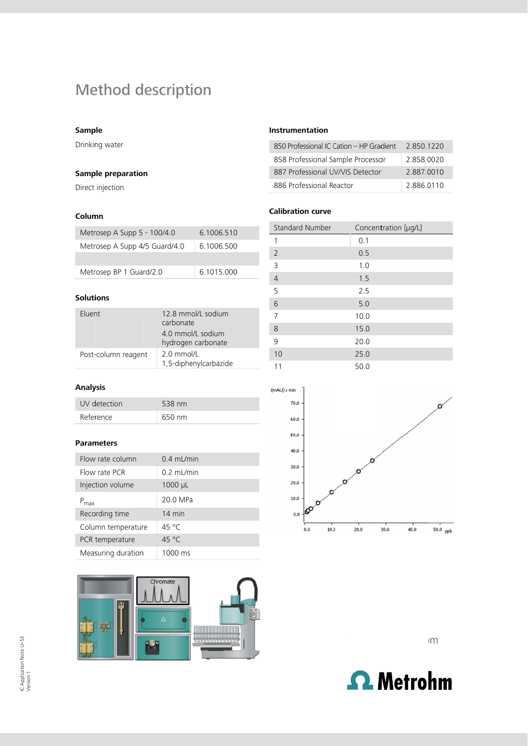# Method description

## Sample

Drinking water

## Sample preparation

Direct injection

## Column

| | |
|---|---|
| Metrosep A Supp 5 - 100/4.0 | 6.1006.510 |
| Metrosep A Supp 4/5 Guard/4.0 | 6.1006.500 |
| | |
| Metrosep BP 1 Guard/2.0 | 6.1015.000 |

## Solutions

| | |
|---|---|
| Eluent | 12.8 mmol/L sodium carbonate<br>4.0 mmol/L sodium hydrogen carbonate |
| Post-column reagent | 2.0 mmol/L 1,5-diphenylcarbazide |

## Analysis

| | |
|---|---|
| UV detection | 538 nm |
| Reference | 650 nm |

## Parameters

| | |
|---|---|
| Flow rate column | 0.4 mL/min |
| Flow rate PCR | 0.2 mL/min |
| Injection volume | 1000 µL |
| $P_{max}$ | 20.0 MPa |
| Recording time | 14 min |
| Column temperature | 45 °C |
| PCR temperature | 45 °C |
| Measuring duration | 1000 ms |

Chromate

## Instrumentation

| | |
|---|---|
| 850 Professional IC Cation – HP Gradient | 2.850.1220 |
| 858 Professional Sample Processor | 2.858.0020 |
| 887 Professional UV/VIS Detector | 2.887.0010 |
| 886 Professional Reactor | 2.886.0110 |

## Calibration curve

| Standard Number | Concentration [µg/L] |
|---|---|
| 1 | 0.1 |
| 2 | 0.5 |
| 3 | 1.0 |
| 4 | 1.5 |
| 5 | 2.5 |
| 6 | 5.0 |
| 7 | 10.0 |
| 8 | 15.0 |
| 9 | 20.0 |
| 10 | 25.0 |
| 11 | 50.0 |

(mAU) x min

70.0
60.0
50.0
40.0
30.0
20.0
10.0
0.0

0.0
10.0
20.0
30.0
40.0
50.0 ppb

Metrohm